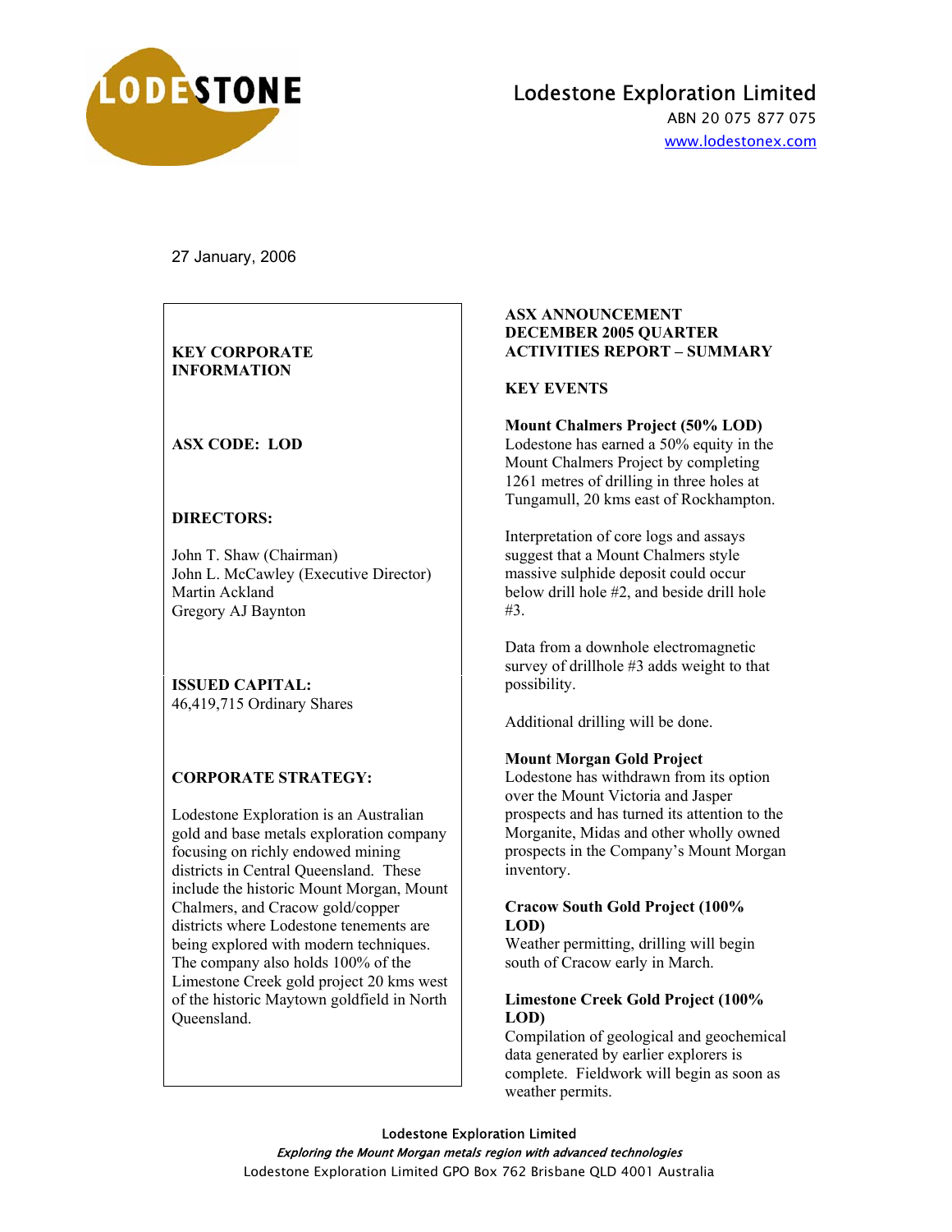LODESTONE

# Lodestone Exploration Limited

ABN 20 075 877 075
www.lodestonex.com

27 January, 2006

**KEY CORPORATE INFORMATION**

**ASX CODE: LOD**

**DIRECTORS:**

John T. Shaw (Chairman)
John L. McCawley (Executive Director)
Martin Ackland
Gregory AJ Baynton

**ISSUED CAPITAL:**
46,419,715 Ordinary Shares

**CORPORATE STRATEGY:**

Lodestone Exploration is an Australian gold and base metals exploration company focusing on richly endowed mining districts in Central Queensland. These include the historic Mount Morgan, Mount Chalmers, and Cracow gold/copper districts where Lodestone tenements are being explored with modern techniques. The company also holds 100% of the Limestone Creek gold project 20 kms west of the historic Maytown goldfield in North Queensland.

## ASX ANNOUNCEMENT DECEMBER 2005 QUARTER ACTIVITIES REPORT – SUMMARY

### KEY EVENTS

**Mount Chalmers Project (50% LOD)**
Lodestone has earned a 50% equity in the Mount Chalmers Project by completing 1261 metres of drilling in three holes at Tungamull, 20 kms east of Rockhampton.

Interpretation of core logs and assays suggest that a Mount Chalmers style massive sulphide deposit could occur below drill hole #2, and beside drill hole #3.

Data from a downhole electromagnetic survey of drillhole #3 adds weight to that possibility.

Additional drilling will be done.

**Mount Morgan Gold Project**
Lodestone has withdrawn from its option over the Mount Victoria and Jasper prospects and has turned its attention to the Morganite, Midas and other wholly owned prospects in the Company's Mount Morgan inventory.

**Cracow South Gold Project (100% LOD)**
Weather permitting, drilling will begin south of Cracow early in March.

**Limestone Creek Gold Project (100% LOD)**
Compilation of geological and geochemical data generated by earlier explorers is complete. Fieldwork will begin as soon as weather permits.

Lodestone Exploration Limited
*Exploring the Mount Morgan metals region with advanced technologies*
Lodestone Exploration Limited GPO Box 762 Brisbane QLD 4001 Australia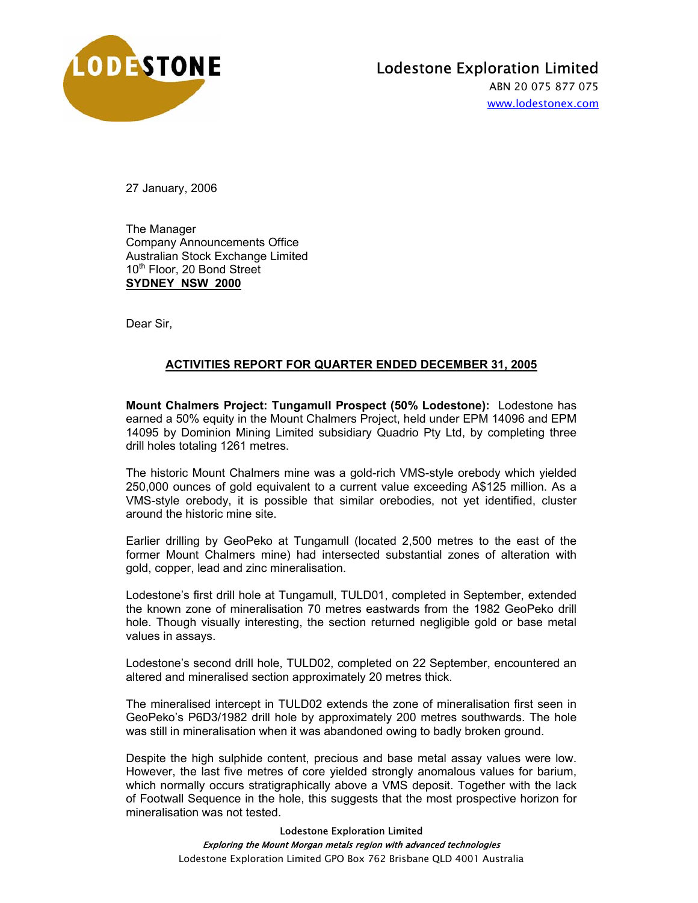# Lodestone Exploration Limited

ABN 20 075 877 075

www.lodestonex.com

27 January, 2006

The Manager
Company Announcements Office
Australian Stock Exchange Limited
10th Floor, 20 Bond Street
**SYDNEY NSW 2000**

Dear Sir,

## ACTIVITIES REPORT FOR QUARTER ENDED DECEMBER 31, 2005

**Mount Chalmers Project: Tungamull Prospect (50% Lodestone):** Lodestone has earned a 50% equity in the Mount Chalmers Project, held under EPM 14096 and EPM 14095 by Dominion Mining Limited subsidiary Quadrio Pty Ltd, by completing three drill holes totaling 1261 metres.

The historic Mount Chalmers mine was a gold-rich VMS-style orebody which yielded 250,000 ounces of gold equivalent to a current value exceeding A$125 million. As a VMS-style orebody, it is possible that similar orebodies, not yet identified, cluster around the historic mine site.

Earlier drilling by GeoPeko at Tungamull (located 2,500 metres to the east of the former Mount Chalmers mine) had intersected substantial zones of alteration with gold, copper, lead and zinc mineralisation.

Lodestone's first drill hole at Tungamull, TULD01, completed in September, extended the known zone of mineralisation 70 metres eastwards from the 1982 GeoPeko drill hole. Though visually interesting, the section returned negligible gold or base metal values in assays.

Lodestone's second drill hole, TULD02, completed on 22 September, encountered an altered and mineralised section approximately 20 metres thick.

The mineralised intercept in TULD02 extends the zone of mineralisation first seen in GeoPeko's P6D3/1982 drill hole by approximately 200 metres southwards. The hole was still in mineralisation when it was abandoned owing to badly broken ground.

Despite the high sulphide content, precious and base metal assay values were low. However, the last five metres of core yielded strongly anomalous values for barium, which normally occurs stratigraphically above a VMS deposit. Together with the lack of Footwall Sequence in the hole, this suggests that the most prospective horizon for mineralisation was not tested.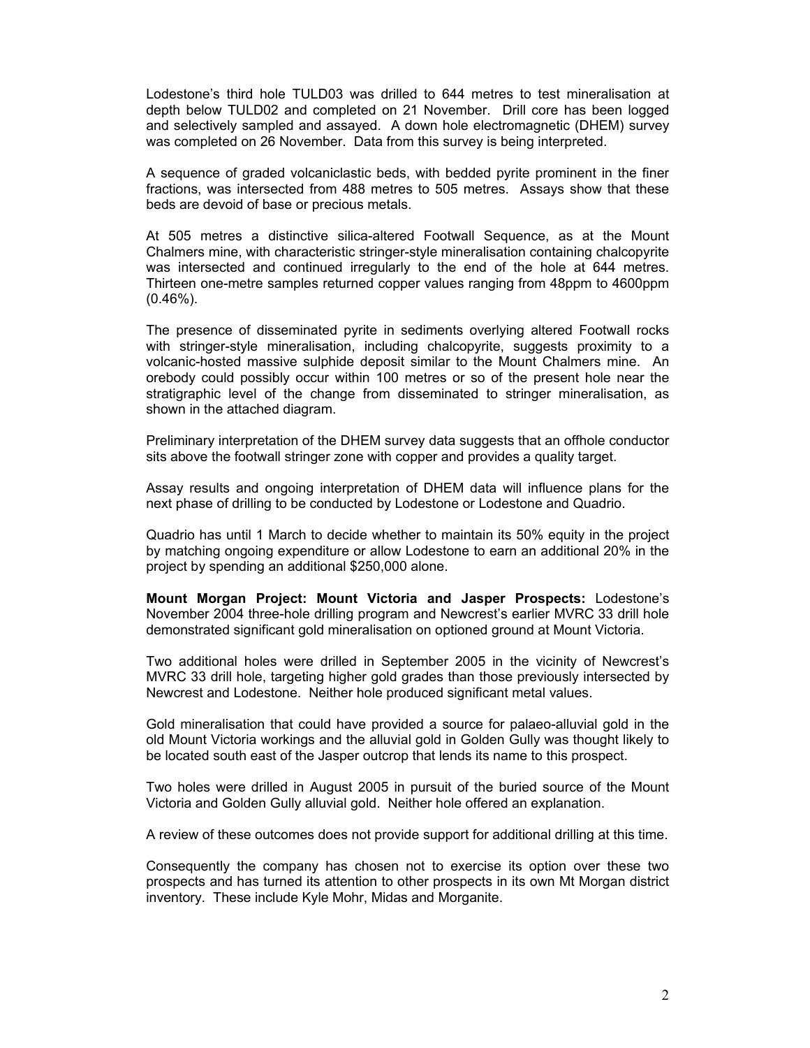Lodestone's third hole TULD03 was drilled to 644 metres to test mineralisation at depth below TULD02 and completed on 21 November. Drill core has been logged and selectively sampled and assayed. A down hole electromagnetic (DHEM) survey was completed on 26 November. Data from this survey is being interpreted.

A sequence of graded volcaniclastic beds, with bedded pyrite prominent in the finer fractions, was intersected from 488 metres to 505 metres. Assays show that these beds are devoid of base or precious metals.

At 505 metres a distinctive silica-altered Footwall Sequence, as at the Mount Chalmers mine, with characteristic stringer-style mineralisation containing chalcopyrite was intersected and continued irregularly to the end of the hole at 644 metres. Thirteen one-metre samples returned copper values ranging from 48ppm to 4600ppm (0.46%).

The presence of disseminated pyrite in sediments overlying altered Footwall rocks with stringer-style mineralisation, including chalcopyrite, suggests proximity to a volcanic-hosted massive sulphide deposit similar to the Mount Chalmers mine. An orebody could possibly occur within 100 metres or so of the present hole near the stratigraphic level of the change from disseminated to stringer mineralisation, as shown in the attached diagram.

Preliminary interpretation of the DHEM survey data suggests that an offhole conductor sits above the footwall stringer zone with copper and provides a quality target.

Assay results and ongoing interpretation of DHEM data will influence plans for the next phase of drilling to be conducted by Lodestone or Lodestone and Quadrio.

Quadrio has until 1 March to decide whether to maintain its 50% equity in the project by matching ongoing expenditure or allow Lodestone to earn an additional 20% in the project by spending an additional $250,000 alone.

**Mount Morgan Project: Mount Victoria and Jasper Prospects:** Lodestone's November 2004 three-hole drilling program and Newcrest's earlier MVRC 33 drill hole demonstrated significant gold mineralisation on optioned ground at Mount Victoria.

Two additional holes were drilled in September 2005 in the vicinity of Newcrest's MVRC 33 drill hole, targeting higher gold grades than those previously intersected by Newcrest and Lodestone. Neither hole produced significant metal values.

Gold mineralisation that could have provided a source for palaeo-alluvial gold in the old Mount Victoria workings and the alluvial gold in Golden Gully was thought likely to be located south east of the Jasper outcrop that lends its name to this prospect.

Two holes were drilled in August 2005 in pursuit of the buried source of the Mount Victoria and Golden Gully alluvial gold. Neither hole offered an explanation.

A review of these outcomes does not provide support for additional drilling at this time.

Consequently the company has chosen not to exercise its option over these two prospects and has turned its attention to other prospects in its own Mt Morgan district inventory. These include Kyle Mohr, Midas and Morganite.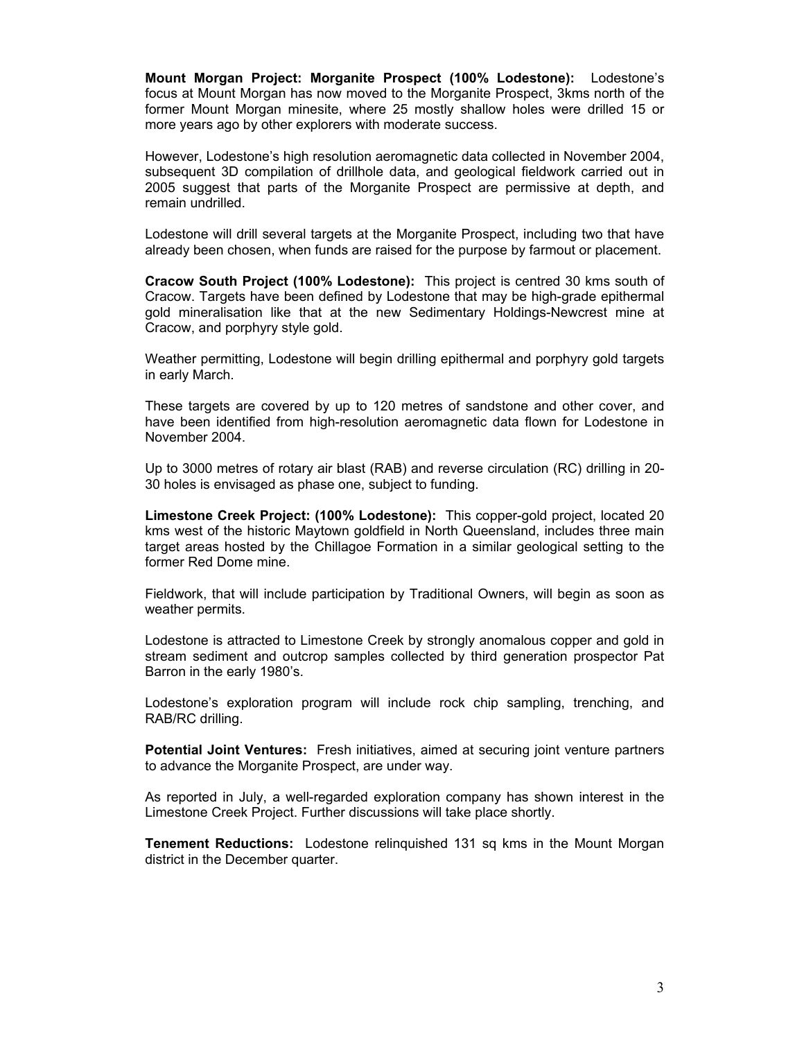**Mount Morgan Project: Morganite Prospect (100% Lodestone):** Lodestone's focus at Mount Morgan has now moved to the Morganite Prospect, 3kms north of the former Mount Morgan minesite, where 25 mostly shallow holes were drilled 15 or more years ago by other explorers with moderate success.

However, Lodestone's high resolution aeromagnetic data collected in November 2004, subsequent 3D compilation of drillhole data, and geological fieldwork carried out in 2005 suggest that parts of the Morganite Prospect are permissive at depth, and remain undrilled.

Lodestone will drill several targets at the Morganite Prospect, including two that have already been chosen, when funds are raised for the purpose by farmout or placement.

**Cracow South Project (100% Lodestone):** This project is centred 30 kms south of Cracow. Targets have been defined by Lodestone that may be high-grade epithermal gold mineralisation like that at the new Sedimentary Holdings-Newcrest mine at Cracow, and porphyry style gold.

Weather permitting, Lodestone will begin drilling epithermal and porphyry gold targets in early March.

These targets are covered by up to 120 metres of sandstone and other cover, and have been identified from high-resolution aeromagnetic data flown for Lodestone in November 2004.

Up to 3000 metres of rotary air blast (RAB) and reverse circulation (RC) drilling in 20-30 holes is envisaged as phase one, subject to funding.

**Limestone Creek Project: (100% Lodestone):** This copper-gold project, located 20 kms west of the historic Maytown goldfield in North Queensland, includes three main target areas hosted by the Chillagoe Formation in a similar geological setting to the former Red Dome mine.

Fieldwork, that will include participation by Traditional Owners, will begin as soon as weather permits.

Lodestone is attracted to Limestone Creek by strongly anomalous copper and gold in stream sediment and outcrop samples collected by third generation prospector Pat Barron in the early 1980's.

Lodestone's exploration program will include rock chip sampling, trenching, and RAB/RC drilling.

**Potential Joint Ventures:** Fresh initiatives, aimed at securing joint venture partners to advance the Morganite Prospect, are under way.

As reported in July, a well-regarded exploration company has shown interest in the Limestone Creek Project. Further discussions will take place shortly.

**Tenement Reductions:** Lodestone relinquished 131 sq kms in the Mount Morgan district in the December quarter.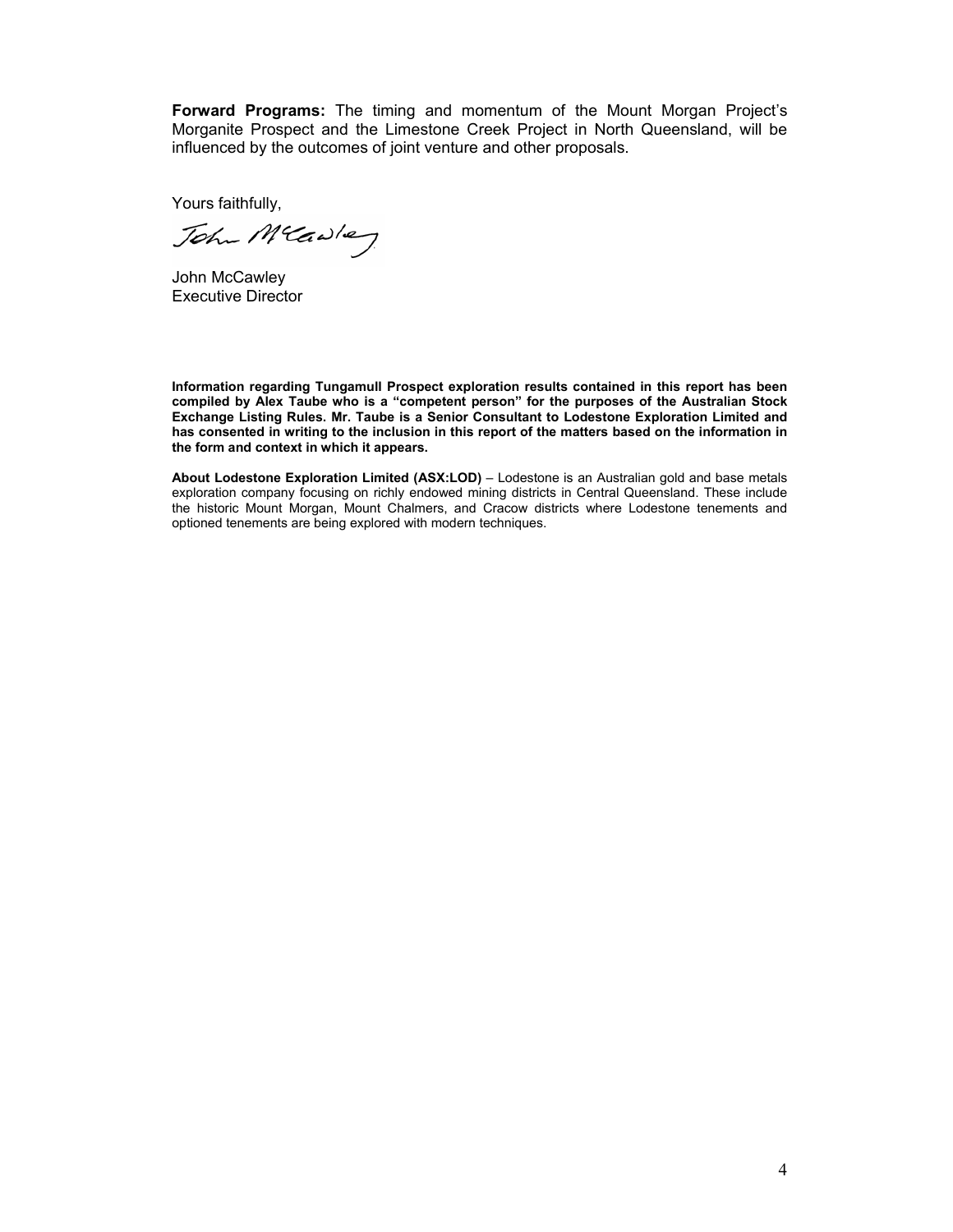**Forward Programs:** The timing and momentum of the Mount Morgan Project's Morganite Prospect and the Limestone Creek Project in North Queensland, will be influenced by the outcomes of joint venture and other proposals.

Yours faithfully,

John McCawley
Executive Director

**Information regarding Tungamull Prospect exploration results contained in this report has been compiled by Alex Taube who is a "competent person" for the purposes of the Australian Stock Exchange Listing Rules. Mr. Taube is a Senior Consultant to Lodestone Exploration Limited and has consented in writing to the inclusion in this report of the matters based on the information in the form and context in which it appears.**

**About Lodestone Exploration Limited (ASX:LOD)** – Lodestone is an Australian gold and base metals exploration company focusing on richly endowed mining districts in Central Queensland. These include the historic Mount Morgan, Mount Chalmers, and Cracow districts where Lodestone tenements and optioned tenements are being explored with modern techniques.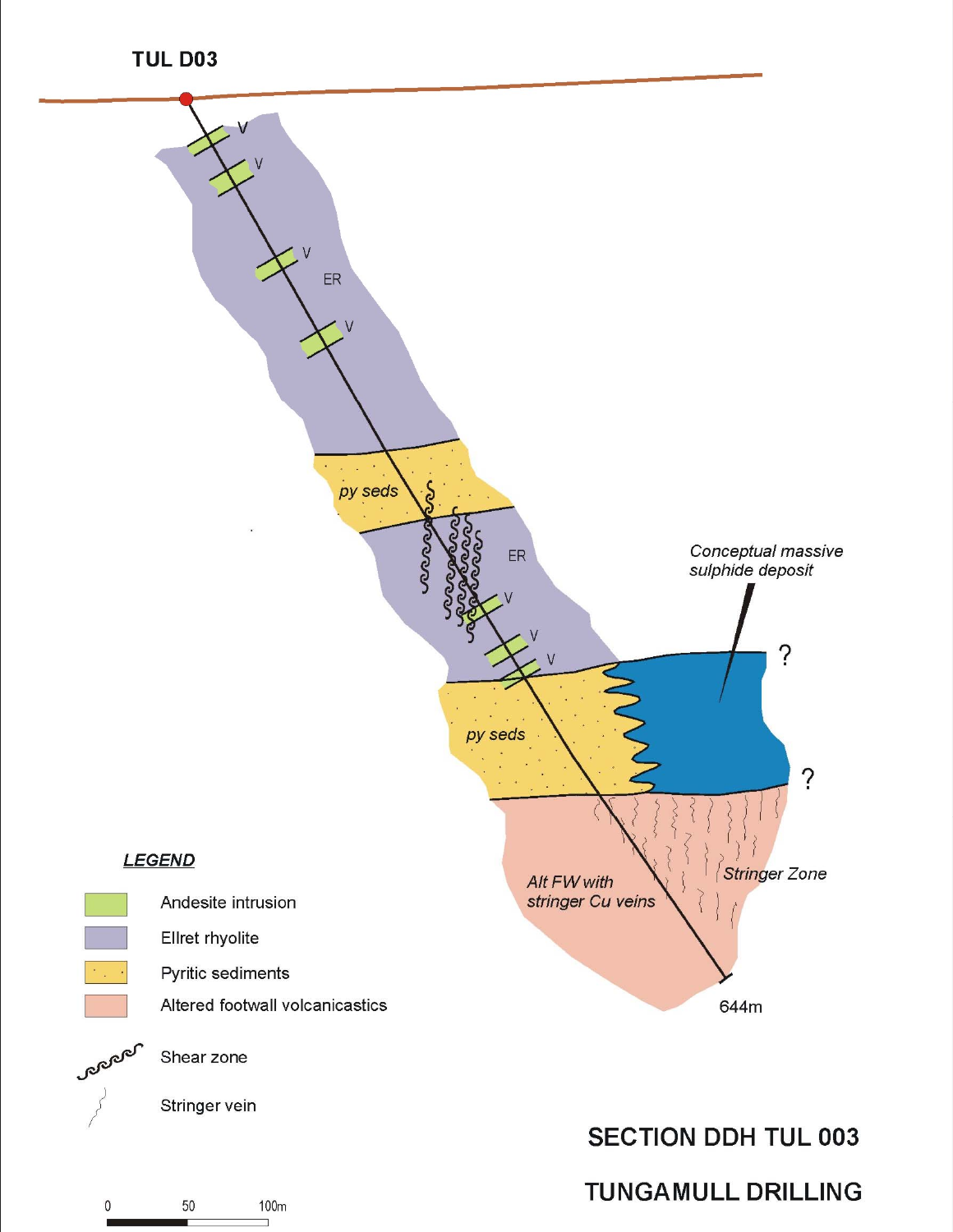TUL D03

V

V

V

ER

V

py seds

ER

V

V

V

Conceptual massive sulphide deposit

?

?

py seds

Alt FW with stringer Cu veins

Stringer Zone

644m

***LEGEND***

Andesite intrusion

Ellret rhyolite

Pyritic sediments

Altered footwall volcanicastics

Shear zone

Stringer vein

0 50 100m

**SECTION DDH TUL 003**

**TUNGAMULL DRILLING**